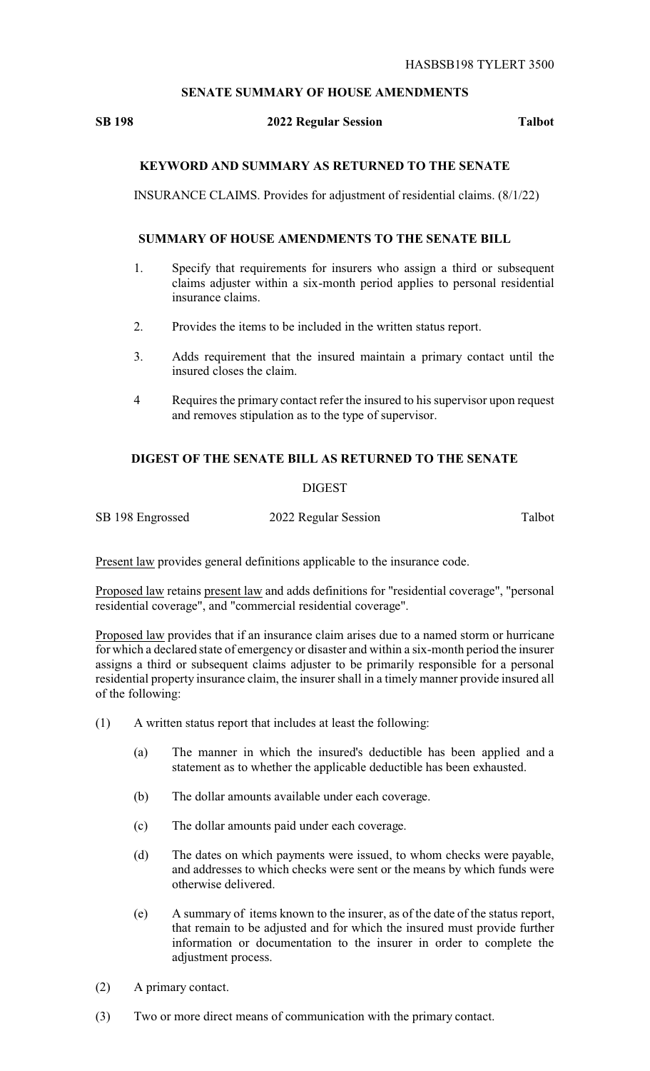HASBSB198 TYLERT 3500

## SENATE SUMMARY OF HOUSE AMENDMENTS

**SB 198** **2022 Regular Session** **Talbot**

### KEYWORD AND SUMMARY AS RETURNED TO THE SENATE

INSURANCE CLAIMS. Provides for adjustment of residential claims. (8/1/22)

### SUMMARY OF HOUSE AMENDMENTS TO THE SENATE BILL

1. Specify that requirements for insurers who assign a third or subsequent claims adjuster within a six-month period applies to personal residential insurance claims.

2. Provides the items to be included in the written status report.

3. Adds requirement that the insured maintain a primary contact until the insured closes the claim.

4 Requires the primary contact refer the insured to his supervisor upon request and removes stipulation as to the type of supervisor.

### DIGEST OF THE SENATE BILL AS RETURNED TO THE SENATE

DIGEST

SB 198 Engrossed 2022 Regular Session Talbot

Present law provides general definitions applicable to the insurance code.

Proposed law retains present law and adds definitions for "residential coverage", "personal residential coverage", and "commercial residential coverage".

Proposed law provides that if an insurance claim arises due to a named storm or hurricane for which a declared state of emergency or disaster and within a six-month period the insurer assigns a third or subsequent claims adjuster to be primarily responsible for a personal residential property insurance claim, the insurer shall in a timely manner provide insured all of the following:

(1) A written status report that includes at least the following:

 (a) The manner in which the insured's deductible has been applied and a statement as to whether the applicable deductible has been exhausted.

 (b) The dollar amounts available under each coverage.

 (c) The dollar amounts paid under each coverage.

 (d) The dates on which payments were issued, to whom checks were payable, and addresses to which checks were sent or the means by which funds were otherwise delivered.

 (e) A summary of items known to the insurer, as of the date of the status report, that remain to be adjusted and for which the insured must provide further information or documentation to the insurer in order to complete the adjustment process.

(2) A primary contact.

(3) Two or more direct means of communication with the primary contact.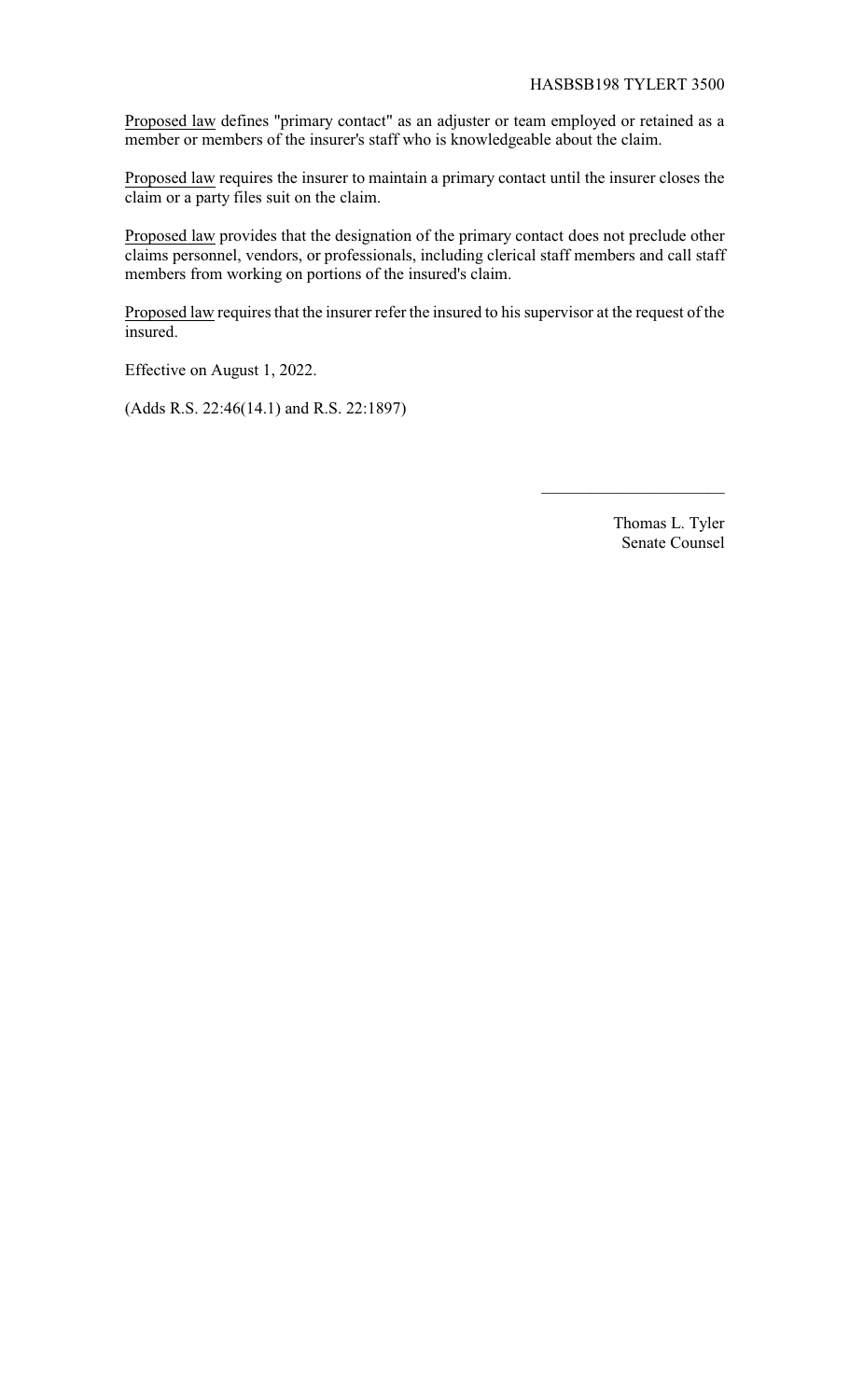Proposed law defines "primary contact" as an adjuster or team employed or retained as a member or members of the insurer's staff who is knowledgeable about the claim.

Proposed law requires the insurer to maintain a primary contact until the insurer closes the claim or a party files suit on the claim.

Proposed law provides that the designation of the primary contact does not preclude other claims personnel, vendors, or professionals, including clerical staff members and call staff members from working on portions of the insured's claim.

Proposed law requires that the insurer refer the insured to his supervisor at the request of the insured.

Effective on August 1, 2022.

(Adds R.S. 22:46(14.1) and R.S. 22:1897)

Thomas L. Tyler
Senate Counsel